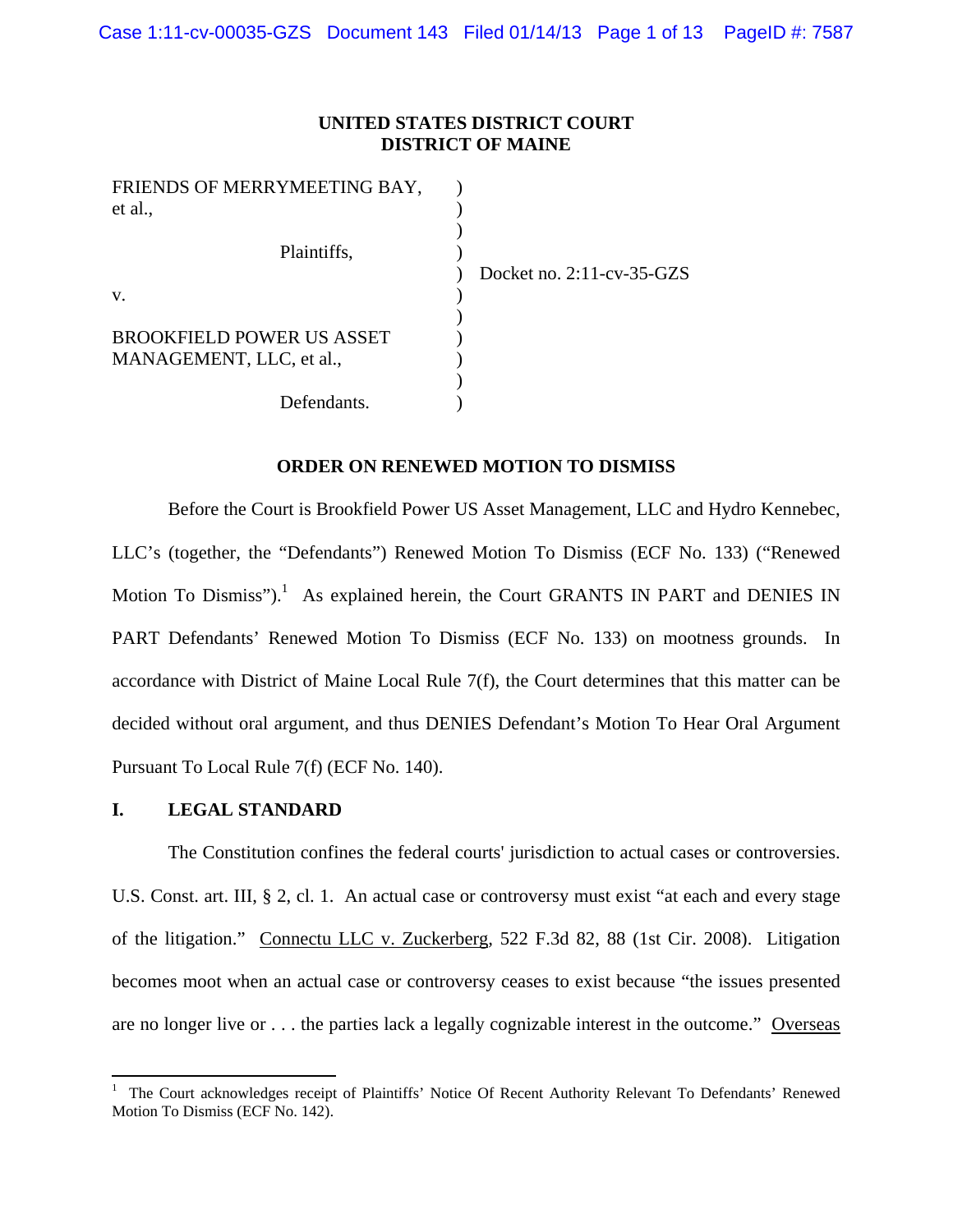**UNITED STATES DISTRICT COURT**
**DISTRICT OF MAINE**

| | | |
|---|---|---|
| FRIENDS OF MERRYMEETING BAY, et al., | ) | |
| Plaintiffs, | ) | |
| | ) | Docket no. 2:11-cv-35-GZS |
| v. | ) | |
| BROOKFIELD POWER US ASSET MANAGEMENT, LLC, et al., | ) | |
| Defendants. | ) | |

## ORDER ON RENEWED MOTION TO DISMISS

Before the Court is Brookfield Power US Asset Management, LLC and Hydro Kennebec, LLC's (together, the "Defendants") Renewed Motion To Dismiss (ECF No. 133) ("Renewed Motion To Dismiss").[1] As explained herein, the Court GRANTS IN PART and DENIES IN PART Defendants' Renewed Motion To Dismiss (ECF No. 133) on mootness grounds. In accordance with District of Maine Local Rule 7(f), the Court determines that this matter can be decided without oral argument, and thus DENIES Defendant's Motion To Hear Oral Argument Pursuant To Local Rule 7(f) (ECF No. 140).

### I. LEGAL STANDARD

The Constitution confines the federal courts' jurisdiction to actual cases or controversies. U.S. Const. art. III, § 2, cl. 1. An actual case or controversy must exist "at each and every stage of the litigation." Connectu LLC v. Zuckerberg, 522 F.3d 82, 88 (1st Cir. 2008). Litigation becomes moot when an actual case or controversy ceases to exist because "the issues presented are no longer live or . . . the parties lack a legally cognizable interest in the outcome." Overseas

---

[1] The Court acknowledges receipt of Plaintiffs' Notice Of Recent Authority Relevant To Defendants' Renewed Motion To Dismiss (ECF No. 142).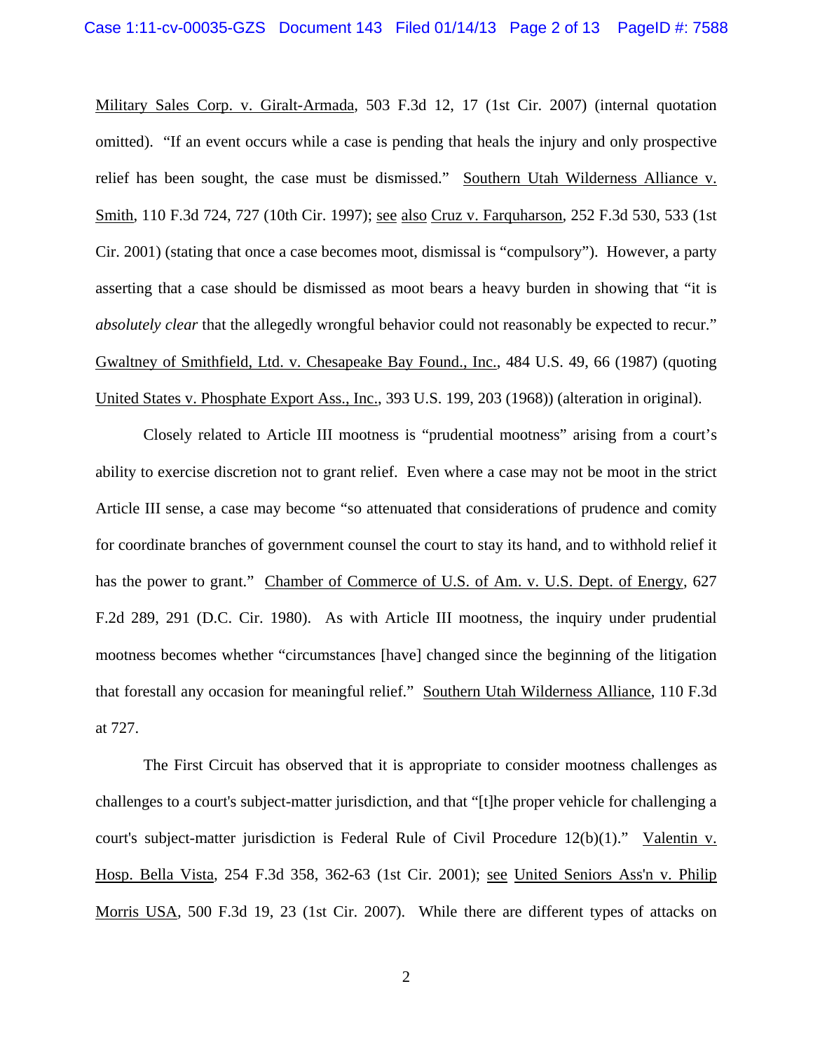Military Sales Corp. v. Giralt-Armada, 503 F.3d 12, 17 (1st Cir. 2007) (internal quotation omitted). "If an event occurs while a case is pending that heals the injury and only prospective relief has been sought, the case must be dismissed." Southern Utah Wilderness Alliance v. Smith, 110 F.3d 724, 727 (10th Cir. 1997); see also Cruz v. Farquharson, 252 F.3d 530, 533 (1st Cir. 2001) (stating that once a case becomes moot, dismissal is "compulsory"). However, a party asserting that a case should be dismissed as moot bears a heavy burden in showing that "it is *absolutely clear* that the allegedly wrongful behavior could not reasonably be expected to recur." Gwaltney of Smithfield, Ltd. v. Chesapeake Bay Found., Inc., 484 U.S. 49, 66 (1987) (quoting United States v. Phosphate Export Ass., Inc., 393 U.S. 199, 203 (1968)) (alteration in original).

Closely related to Article III mootness is "prudential mootness" arising from a court's ability to exercise discretion not to grant relief. Even where a case may not be moot in the strict Article III sense, a case may become "so attenuated that considerations of prudence and comity for coordinate branches of government counsel the court to stay its hand, and to withhold relief it has the power to grant." Chamber of Commerce of U.S. of Am. v. U.S. Dept. of Energy, 627 F.2d 289, 291 (D.C. Cir. 1980). As with Article III mootness, the inquiry under prudential mootness becomes whether "circumstances [have] changed since the beginning of the litigation that forestall any occasion for meaningful relief." Southern Utah Wilderness Alliance, 110 F.3d at 727.

The First Circuit has observed that it is appropriate to consider mootness challenges as challenges to a court's subject-matter jurisdiction, and that "[t]he proper vehicle for challenging a court's subject-matter jurisdiction is Federal Rule of Civil Procedure 12(b)(1)." Valentin v. Hosp. Bella Vista, 254 F.3d 358, 362-63 (1st Cir. 2001); see United Seniors Ass'n v. Philip Morris USA, 500 F.3d 19, 23 (1st Cir. 2007). While there are different types of attacks on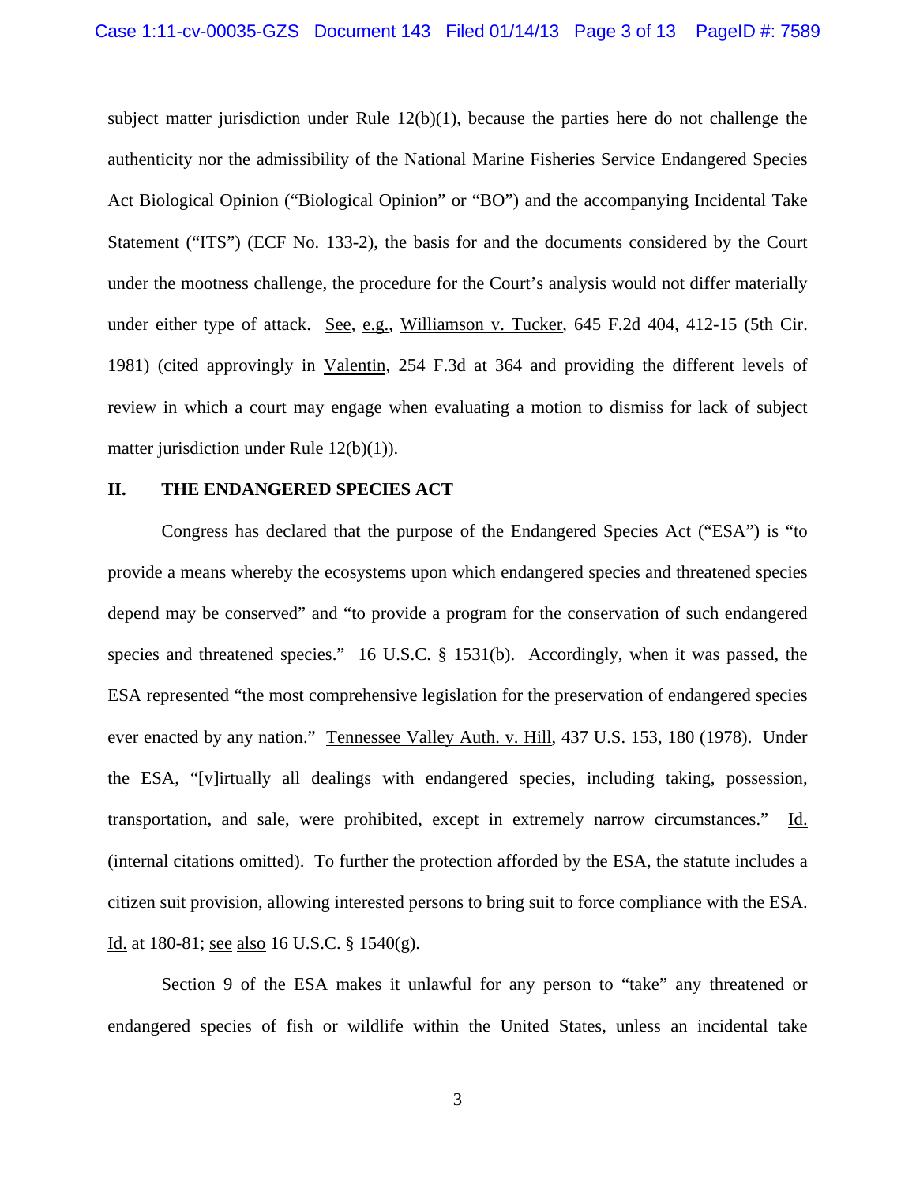subject matter jurisdiction under Rule 12(b)(1), because the parties here do not challenge the authenticity nor the admissibility of the National Marine Fisheries Service Endangered Species Act Biological Opinion ("Biological Opinion" or "BO") and the accompanying Incidental Take Statement ("ITS") (ECF No. 133-2), the basis for and the documents considered by the Court under the mootness challenge, the procedure for the Court's analysis would not differ materially under either type of attack. See, e.g., Williamson v. Tucker, 645 F.2d 404, 412-15 (5th Cir. 1981) (cited approvingly in Valentin, 254 F.3d at 364 and providing the different levels of review in which a court may engage when evaluating a motion to dismiss for lack of subject matter jurisdiction under Rule 12(b)(1)).

## II. THE ENDANGERED SPECIES ACT

Congress has declared that the purpose of the Endangered Species Act ("ESA") is "to provide a means whereby the ecosystems upon which endangered species and threatened species depend may be conserved" and "to provide a program for the conservation of such endangered species and threatened species." 16 U.S.C. § 1531(b). Accordingly, when it was passed, the ESA represented "the most comprehensive legislation for the preservation of endangered species ever enacted by any nation." Tennessee Valley Auth. v. Hill, 437 U.S. 153, 180 (1978). Under the ESA, "[v]irtually all dealings with endangered species, including taking, possession, transportation, and sale, were prohibited, except in extremely narrow circumstances." Id. (internal citations omitted). To further the protection afforded by the ESA, the statute includes a citizen suit provision, allowing interested persons to bring suit to force compliance with the ESA. Id. at 180-81; see also 16 U.S.C. § 1540(g).

Section 9 of the ESA makes it unlawful for any person to "take" any threatened or endangered species of fish or wildlife within the United States, unless an incidental take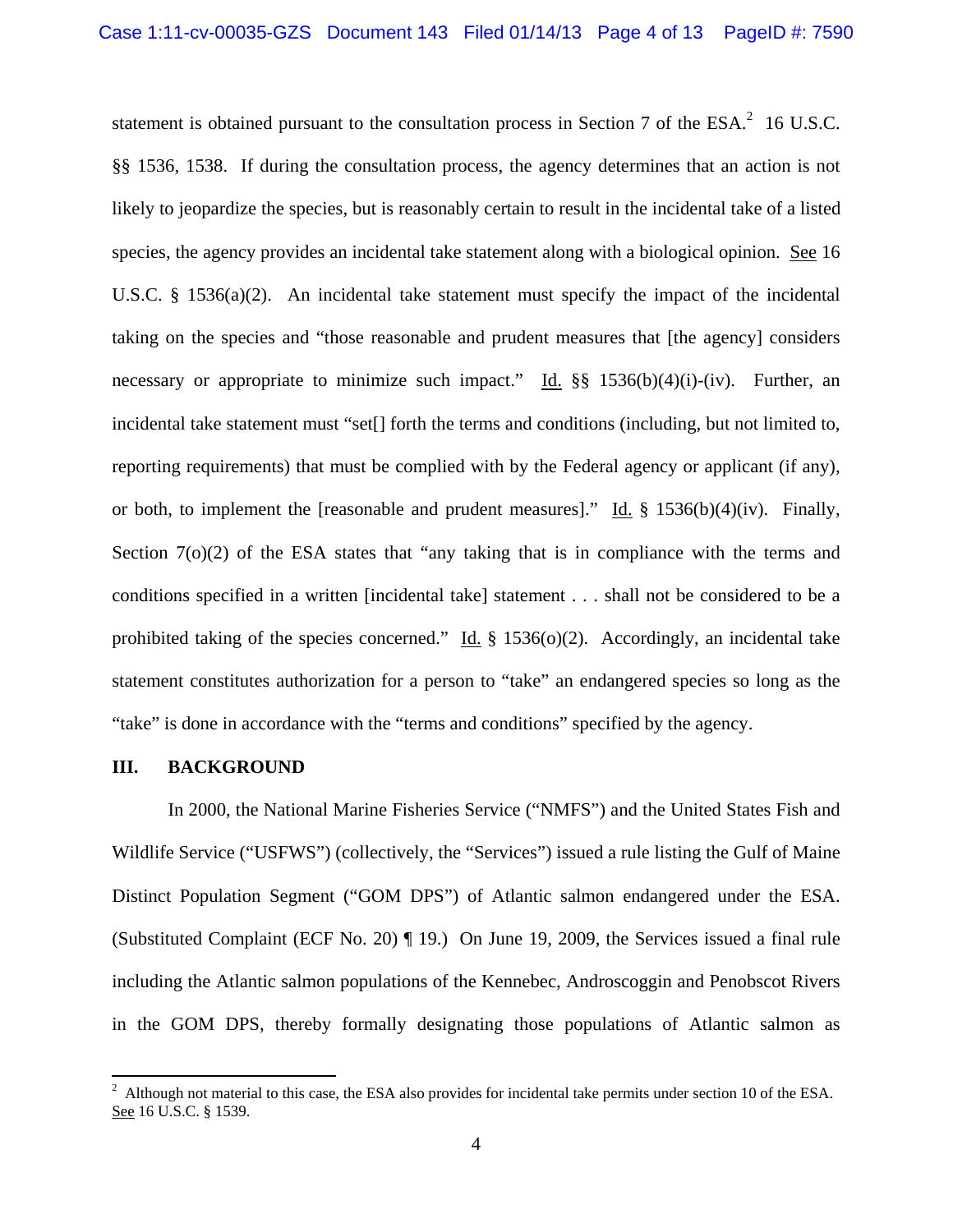statement is obtained pursuant to the consultation process in Section 7 of the ESA.[2] 16 U.S.C. §§ 1536, 1538. If during the consultation process, the agency determines that an action is not likely to jeopardize the species, but is reasonably certain to result in the incidental take of a listed species, the agency provides an incidental take statement along with a biological opinion. See 16 U.S.C. § 1536(a)(2). An incidental take statement must specify the impact of the incidental taking on the species and "those reasonable and prudent measures that [the agency] considers necessary or appropriate to minimize such impact." Id. §§ 1536(b)(4)(i)-(iv). Further, an incidental take statement must "set[] forth the terms and conditions (including, but not limited to, reporting requirements) that must be complied with by the Federal agency or applicant (if any), or both, to implement the [reasonable and prudent measures]." Id. § 1536(b)(4)(iv). Finally, Section 7(o)(2) of the ESA states that "any taking that is in compliance with the terms and conditions specified in a written [incidental take] statement . . . shall not be considered to be a prohibited taking of the species concerned." Id. § 1536(o)(2). Accordingly, an incidental take statement constitutes authorization for a person to "take" an endangered species so long as the "take" is done in accordance with the "terms and conditions" specified by the agency.

## III. BACKGROUND

In 2000, the National Marine Fisheries Service ("NMFS") and the United States Fish and Wildlife Service ("USFWS") (collectively, the "Services") issued a rule listing the Gulf of Maine Distinct Population Segment ("GOM DPS") of Atlantic salmon endangered under the ESA. (Substituted Complaint (ECF No. 20) ¶ 19.) On June 19, 2009, the Services issued a final rule including the Atlantic salmon populations of the Kennebec, Androscoggin and Penobscot Rivers in the GOM DPS, thereby formally designating those populations of Atlantic salmon as

---

[2] Although not material to this case, the ESA also provides for incidental take permits under section 10 of the ESA. See 16 U.S.C. § 1539.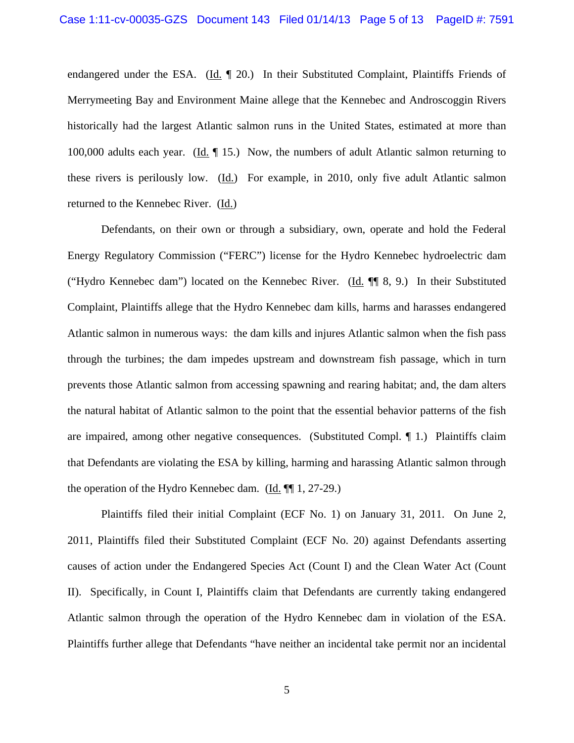endangered under the ESA. (Id. ¶ 20.) In their Substituted Complaint, Plaintiffs Friends of Merrymeeting Bay and Environment Maine allege that the Kennebec and Androscoggin Rivers historically had the largest Atlantic salmon runs in the United States, estimated at more than 100,000 adults each year. (Id. ¶ 15.) Now, the numbers of adult Atlantic salmon returning to these rivers is perilously low. (Id.) For example, in 2010, only five adult Atlantic salmon returned to the Kennebec River. (Id.)

Defendants, on their own or through a subsidiary, own, operate and hold the Federal Energy Regulatory Commission ("FERC") license for the Hydro Kennebec hydroelectric dam ("Hydro Kennebec dam") located on the Kennebec River. (Id. ¶¶ 8, 9.) In their Substituted Complaint, Plaintiffs allege that the Hydro Kennebec dam kills, harms and harasses endangered Atlantic salmon in numerous ways: the dam kills and injures Atlantic salmon when the fish pass through the turbines; the dam impedes upstream and downstream fish passage, which in turn prevents those Atlantic salmon from accessing spawning and rearing habitat; and, the dam alters the natural habitat of Atlantic salmon to the point that the essential behavior patterns of the fish are impaired, among other negative consequences. (Substituted Compl. ¶ 1.) Plaintiffs claim that Defendants are violating the ESA by killing, harming and harassing Atlantic salmon through the operation of the Hydro Kennebec dam. (Id. ¶¶ 1, 27-29.)

Plaintiffs filed their initial Complaint (ECF No. 1) on January 31, 2011. On June 2, 2011, Plaintiffs filed their Substituted Complaint (ECF No. 20) against Defendants asserting causes of action under the Endangered Species Act (Count I) and the Clean Water Act (Count II). Specifically, in Count I, Plaintiffs claim that Defendants are currently taking endangered Atlantic salmon through the operation of the Hydro Kennebec dam in violation of the ESA. Plaintiffs further allege that Defendants "have neither an incidental take permit nor an incidental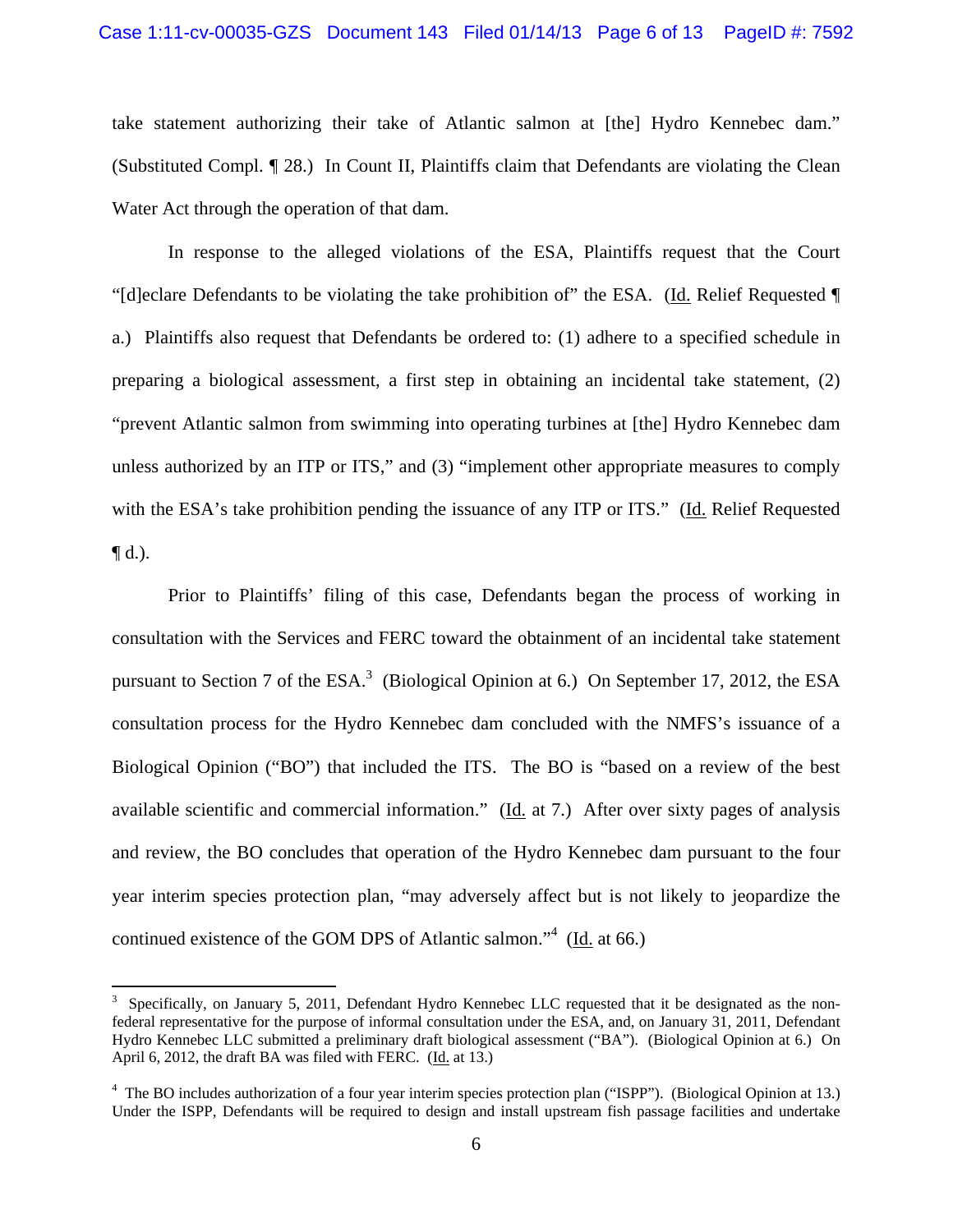take statement authorizing their take of Atlantic salmon at [the] Hydro Kennebec dam." (Substituted Compl. ¶ 28.) In Count II, Plaintiffs claim that Defendants are violating the Clean Water Act through the operation of that dam.

In response to the alleged violations of the ESA, Plaintiffs request that the Court "[d]eclare Defendants to be violating the take prohibition of" the ESA. (Id. Relief Requested ¶ a.) Plaintiffs also request that Defendants be ordered to: (1) adhere to a specified schedule in preparing a biological assessment, a first step in obtaining an incidental take statement, (2) "prevent Atlantic salmon from swimming into operating turbines at [the] Hydro Kennebec dam unless authorized by an ITP or ITS," and (3) "implement other appropriate measures to comply with the ESA's take prohibition pending the issuance of any ITP or ITS." (Id. Relief Requested ¶ d.).

Prior to Plaintiffs' filing of this case, Defendants began the process of working in consultation with the Services and FERC toward the obtainment of an incidental take statement pursuant to Section 7 of the ESA.[3] (Biological Opinion at 6.) On September 17, 2012, the ESA consultation process for the Hydro Kennebec dam concluded with the NMFS's issuance of a Biological Opinion ("BO") that included the ITS. The BO is "based on a review of the best available scientific and commercial information." (Id. at 7.) After over sixty pages of analysis and review, the BO concludes that operation of the Hydro Kennebec dam pursuant to the four year interim species protection plan, "may adversely affect but is not likely to jeopardize the continued existence of the GOM DPS of Atlantic salmon."[4] (Id. at 66.)

---

[3] Specifically, on January 5, 2011, Defendant Hydro Kennebec LLC requested that it be designated as the non-federal representative for the purpose of informal consultation under the ESA, and, on January 31, 2011, Defendant Hydro Kennebec LLC submitted a preliminary draft biological assessment ("BA"). (Biological Opinion at 6.) On April 6, 2012, the draft BA was filed with FERC. (Id. at 13.)

[4] The BO includes authorization of a four year interim species protection plan ("ISPP"). (Biological Opinion at 13.) Under the ISPP, Defendants will be required to design and install upstream fish passage facilities and undertake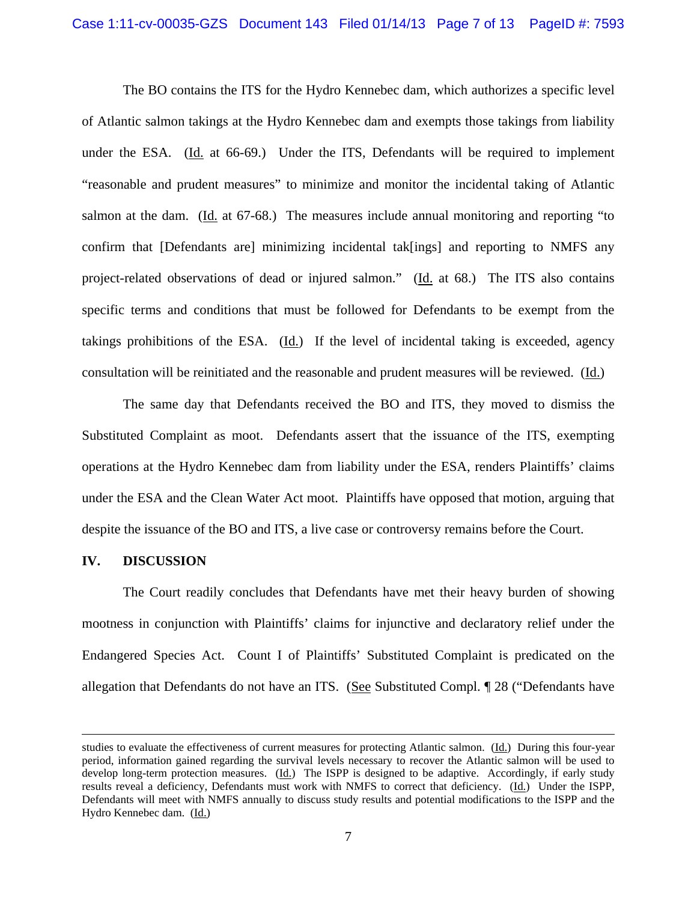The BO contains the ITS for the Hydro Kennebec dam, which authorizes a specific level of Atlantic salmon takings at the Hydro Kennebec dam and exempts those takings from liability under the ESA. (Id. at 66-69.) Under the ITS, Defendants will be required to implement "reasonable and prudent measures" to minimize and monitor the incidental taking of Atlantic salmon at the dam. (Id. at 67-68.) The measures include annual monitoring and reporting "to confirm that [Defendants are] minimizing incidental tak[ings] and reporting to NMFS any project-related observations of dead or injured salmon." (Id. at 68.) The ITS also contains specific terms and conditions that must be followed for Defendants to be exempt from the takings prohibitions of the ESA. (Id.) If the level of incidental taking is exceeded, agency consultation will be reinitiated and the reasonable and prudent measures will be reviewed. (Id.)

The same day that Defendants received the BO and ITS, they moved to dismiss the Substituted Complaint as moot. Defendants assert that the issuance of the ITS, exempting operations at the Hydro Kennebec dam from liability under the ESA, renders Plaintiffs' claims under the ESA and the Clean Water Act moot. Plaintiffs have opposed that motion, arguing that despite the issuance of the BO and ITS, a live case or controversy remains before the Court.

## IV. DISCUSSION

The Court readily concludes that Defendants have met their heavy burden of showing mootness in conjunction with Plaintiffs' claims for injunctive and declaratory relief under the Endangered Species Act. Count I of Plaintiffs' Substituted Complaint is predicated on the allegation that Defendants do not have an ITS. (See Substituted Compl. ¶ 28 ("Defendants have

---

studies to evaluate the effectiveness of current measures for protecting Atlantic salmon. (Id.) During this four-year period, information gained regarding the survival levels necessary to recover the Atlantic salmon will be used to develop long-term protection measures. (Id.) The ISPP is designed to be adaptive. Accordingly, if early study results reveal a deficiency, Defendants must work with NMFS to correct that deficiency. (Id.) Under the ISPP, Defendants will meet with NMFS annually to discuss study results and potential modifications to the ISPP and the Hydro Kennebec dam. (Id.)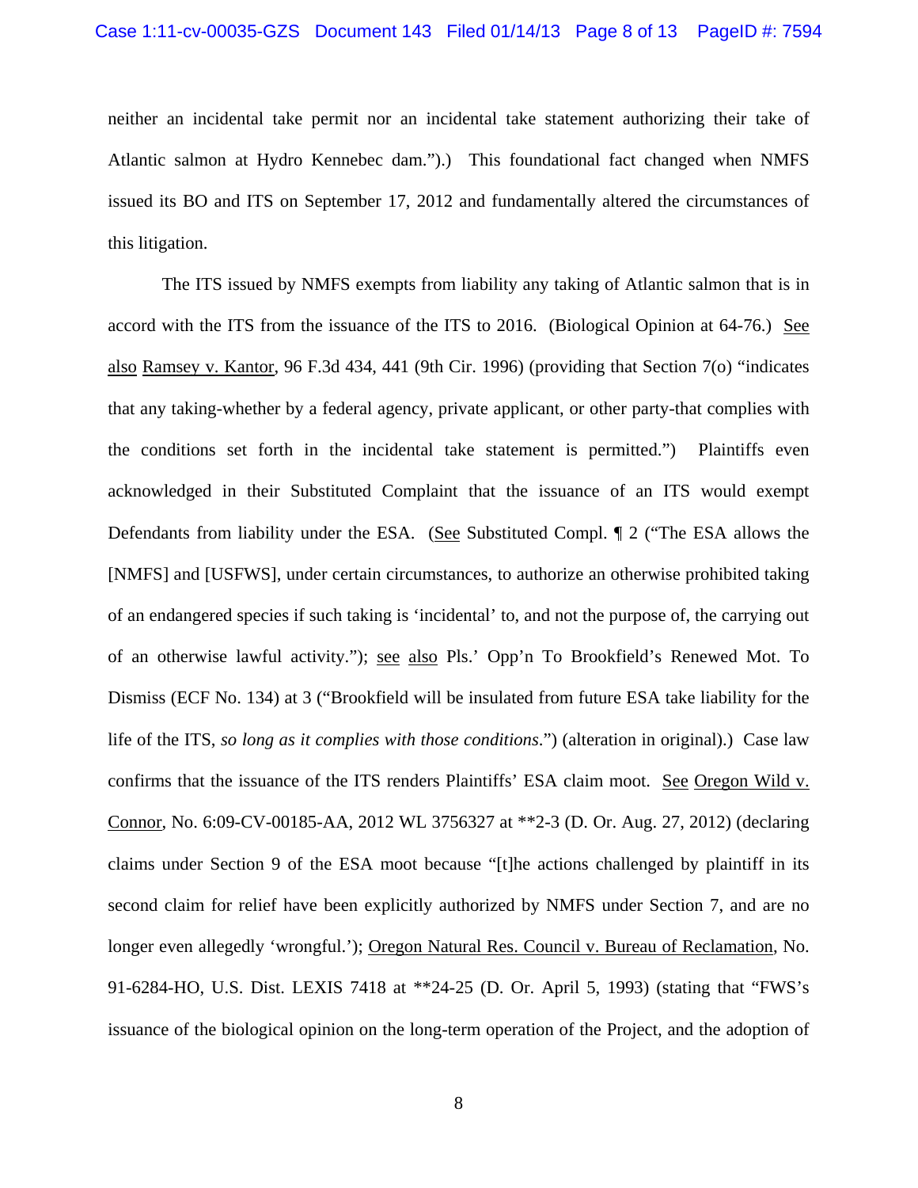neither an incidental take permit nor an incidental take statement authorizing their take of Atlantic salmon at Hydro Kennebec dam.").) This foundational fact changed when NMFS issued its BO and ITS on September 17, 2012 and fundamentally altered the circumstances of this litigation.

The ITS issued by NMFS exempts from liability any taking of Atlantic salmon that is in accord with the ITS from the issuance of the ITS to 2016. (Biological Opinion at 64-76.) See also Ramsey v. Kantor, 96 F.3d 434, 441 (9th Cir. 1996) (providing that Section 7(o) "indicates that any taking-whether by a federal agency, private applicant, or other party-that complies with the conditions set forth in the incidental take statement is permitted.") Plaintiffs even acknowledged in their Substituted Complaint that the issuance of an ITS would exempt Defendants from liability under the ESA. (See Substituted Compl. ¶ 2 ("The ESA allows the [NMFS] and [USFWS], under certain circumstances, to authorize an otherwise prohibited taking of an endangered species if such taking is 'incidental' to, and not the purpose of, the carrying out of an otherwise lawful activity."); see also Pls.' Opp'n To Brookfield's Renewed Mot. To Dismiss (ECF No. 134) at 3 ("Brookfield will be insulated from future ESA take liability for the life of the ITS, *so long as it complies with those conditions*.") (alteration in original).) Case law confirms that the issuance of the ITS renders Plaintiffs' ESA claim moot. See Oregon Wild v. Connor, No. 6:09-CV-00185-AA, 2012 WL 3756327 at **2-3 (D. Or. Aug. 27, 2012) (declaring claims under Section 9 of the ESA moot because "[t]he actions challenged by plaintiff in its second claim for relief have been explicitly authorized by NMFS under Section 7, and are no longer even allegedly 'wrongful.'); Oregon Natural Res. Council v. Bureau of Reclamation, No. 91-6284-HO, U.S. Dist. LEXIS 7418 at **24-25 (D. Or. April 5, 1993) (stating that "FWS's issuance of the biological opinion on the long-term operation of the Project, and the adoption of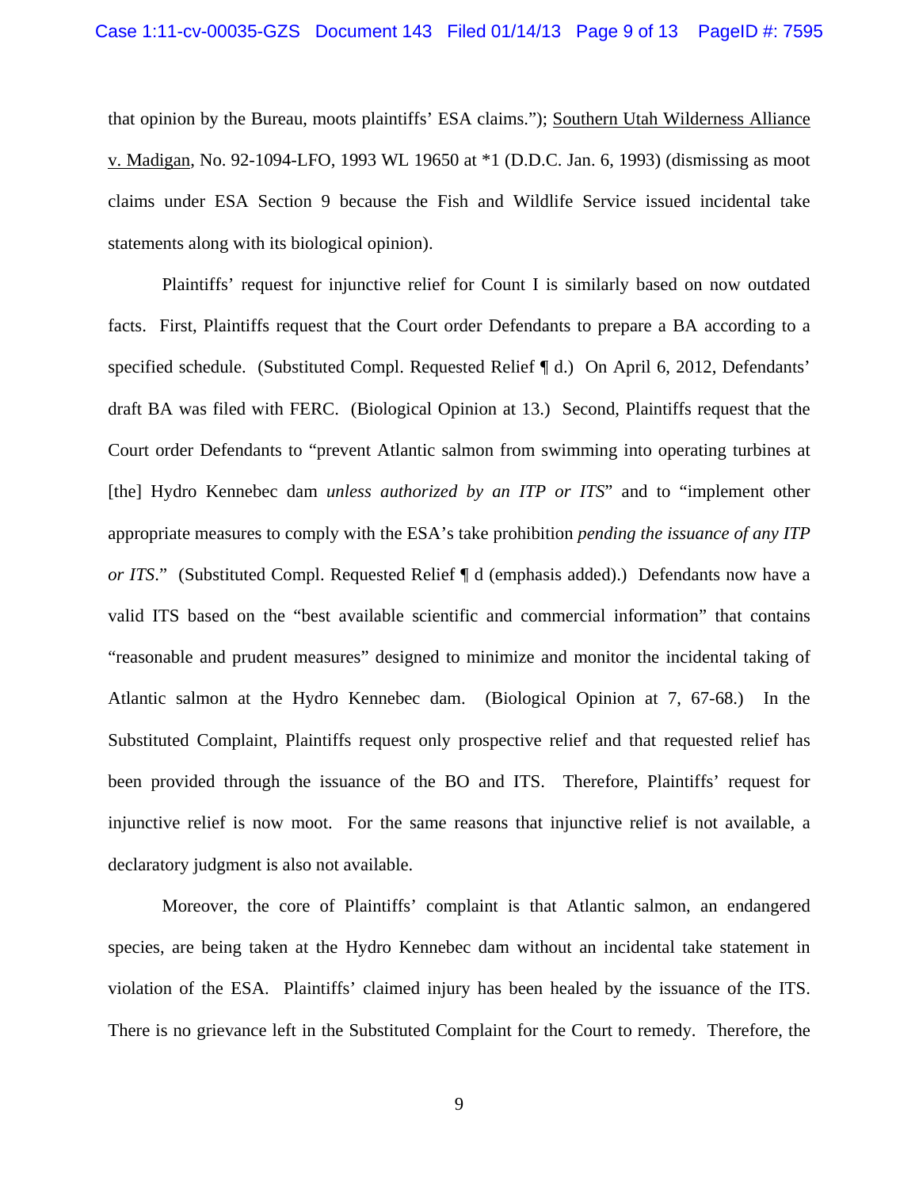that opinion by the Bureau, moots plaintiffs' ESA claims."); Southern Utah Wilderness Alliance v. Madigan, No. 92-1094-LFO, 1993 WL 19650 at *1 (D.D.C. Jan. 6, 1993) (dismissing as moot claims under ESA Section 9 because the Fish and Wildlife Service issued incidental take statements along with its biological opinion).

Plaintiffs' request for injunctive relief for Count I is similarly based on now outdated facts. First, Plaintiffs request that the Court order Defendants to prepare a BA according to a specified schedule. (Substituted Compl. Requested Relief ¶ d.) On April 6, 2012, Defendants' draft BA was filed with FERC. (Biological Opinion at 13.) Second, Plaintiffs request that the Court order Defendants to "prevent Atlantic salmon from swimming into operating turbines at [the] Hydro Kennebec dam *unless authorized by an ITP or ITS*" and to "implement other appropriate measures to comply with the ESA's take prohibition *pending the issuance of any ITP or ITS*." (Substituted Compl. Requested Relief ¶ d (emphasis added).) Defendants now have a valid ITS based on the "best available scientific and commercial information" that contains "reasonable and prudent measures" designed to minimize and monitor the incidental taking of Atlantic salmon at the Hydro Kennebec dam. (Biological Opinion at 7, 67-68.) In the Substituted Complaint, Plaintiffs request only prospective relief and that requested relief has been provided through the issuance of the BO and ITS. Therefore, Plaintiffs' request for injunctive relief is now moot. For the same reasons that injunctive relief is not available, a declaratory judgment is also not available.

Moreover, the core of Plaintiffs' complaint is that Atlantic salmon, an endangered species, are being taken at the Hydro Kennebec dam without an incidental take statement in violation of the ESA. Plaintiffs' claimed injury has been healed by the issuance of the ITS. There is no grievance left in the Substituted Complaint for the Court to remedy. Therefore, the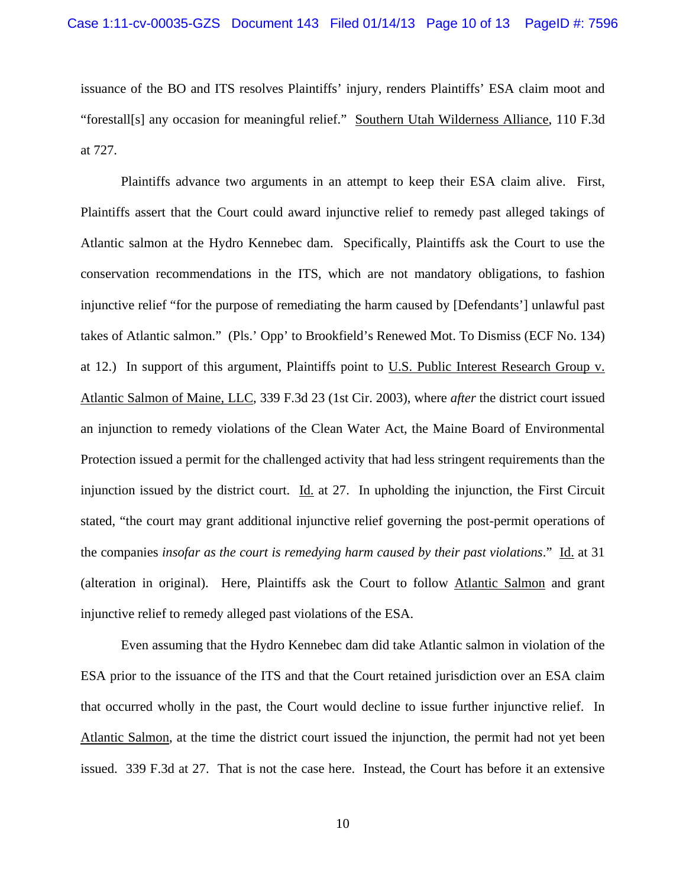issuance of the BO and ITS resolves Plaintiffs' injury, renders Plaintiffs' ESA claim moot and "forestall[s] any occasion for meaningful relief." Southern Utah Wilderness Alliance, 110 F.3d at 727.

Plaintiffs advance two arguments in an attempt to keep their ESA claim alive. First, Plaintiffs assert that the Court could award injunctive relief to remedy past alleged takings of Atlantic salmon at the Hydro Kennebec dam. Specifically, Plaintiffs ask the Court to use the conservation recommendations in the ITS, which are not mandatory obligations, to fashion injunctive relief "for the purpose of remediating the harm caused by [Defendants'] unlawful past takes of Atlantic salmon." (Pls.' Opp' to Brookfield's Renewed Mot. To Dismiss (ECF No. 134) at 12.) In support of this argument, Plaintiffs point to U.S. Public Interest Research Group v. Atlantic Salmon of Maine, LLC, 339 F.3d 23 (1st Cir. 2003), where *after* the district court issued an injunction to remedy violations of the Clean Water Act, the Maine Board of Environmental Protection issued a permit for the challenged activity that had less stringent requirements than the injunction issued by the district court. Id. at 27. In upholding the injunction, the First Circuit stated, "the court may grant additional injunctive relief governing the post-permit operations of the companies *insofar as the court is remedying harm caused by their past violations*." Id. at 31 (alteration in original). Here, Plaintiffs ask the Court to follow Atlantic Salmon and grant injunctive relief to remedy alleged past violations of the ESA.

Even assuming that the Hydro Kennebec dam did take Atlantic salmon in violation of the ESA prior to the issuance of the ITS and that the Court retained jurisdiction over an ESA claim that occurred wholly in the past, the Court would decline to issue further injunctive relief. In Atlantic Salmon, at the time the district court issued the injunction, the permit had not yet been issued. 339 F.3d at 27. That is not the case here. Instead, the Court has before it an extensive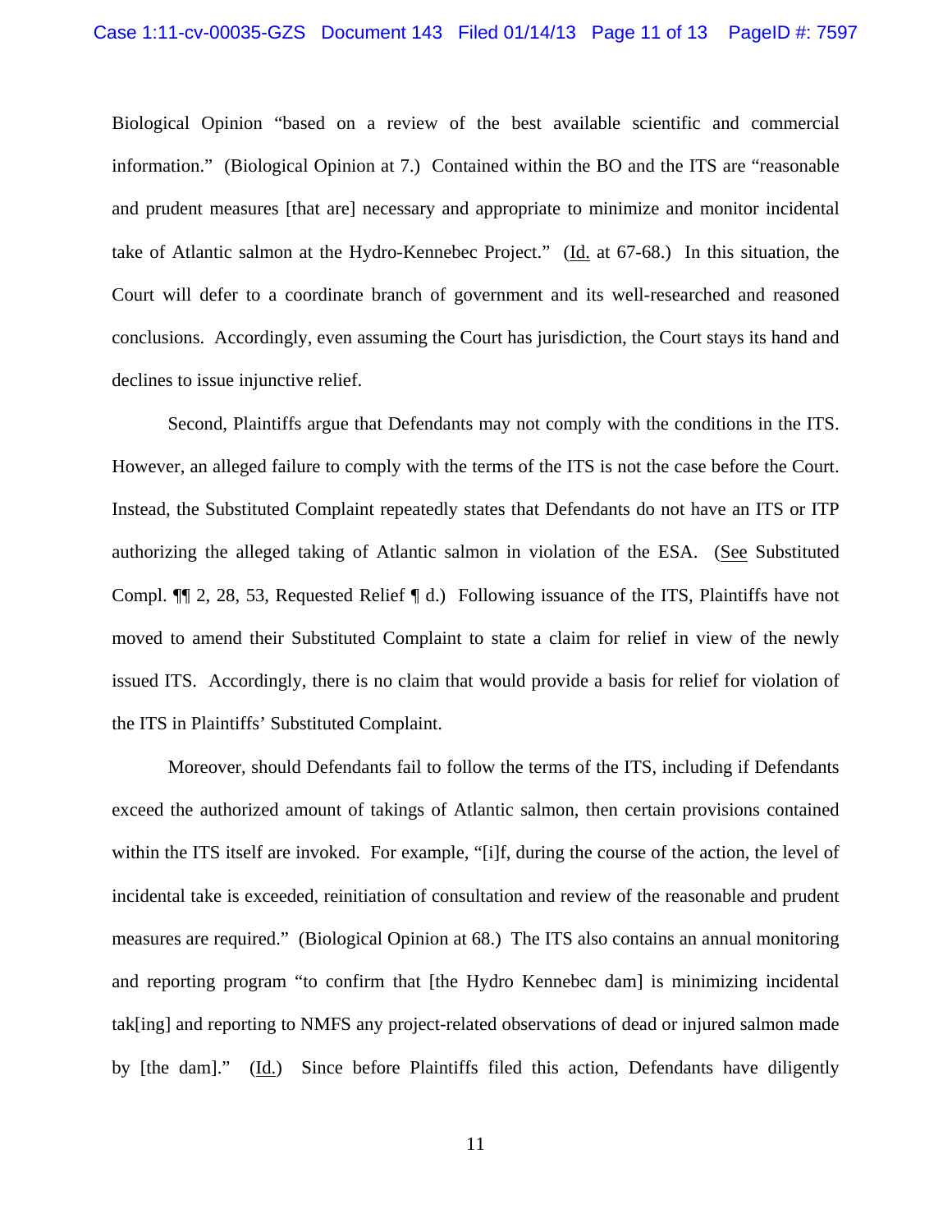Biological Opinion "based on a review of the best available scientific and commercial information." (Biological Opinion at 7.) Contained within the BO and the ITS are "reasonable and prudent measures [that are] necessary and appropriate to minimize and monitor incidental take of Atlantic salmon at the Hydro-Kennebec Project." (Id. at 67-68.) In this situation, the Court will defer to a coordinate branch of government and its well-researched and reasoned conclusions. Accordingly, even assuming the Court has jurisdiction, the Court stays its hand and declines to issue injunctive relief.

Second, Plaintiffs argue that Defendants may not comply with the conditions in the ITS. However, an alleged failure to comply with the terms of the ITS is not the case before the Court. Instead, the Substituted Complaint repeatedly states that Defendants do not have an ITS or ITP authorizing the alleged taking of Atlantic salmon in violation of the ESA. (See Substituted Compl. ¶¶ 2, 28, 53, Requested Relief ¶ d.) Following issuance of the ITS, Plaintiffs have not moved to amend their Substituted Complaint to state a claim for relief in view of the newly issued ITS. Accordingly, there is no claim that would provide a basis for relief for violation of the ITS in Plaintiffs' Substituted Complaint.

Moreover, should Defendants fail to follow the terms of the ITS, including if Defendants exceed the authorized amount of takings of Atlantic salmon, then certain provisions contained within the ITS itself are invoked. For example, "[i]f, during the course of the action, the level of incidental take is exceeded, reinitiation of consultation and review of the reasonable and prudent measures are required." (Biological Opinion at 68.) The ITS also contains an annual monitoring and reporting program "to confirm that [the Hydro Kennebec dam] is minimizing incidental tak[ing] and reporting to NMFS any project-related observations of dead or injured salmon made by [the dam]." (Id.) Since before Plaintiffs filed this action, Defendants have diligently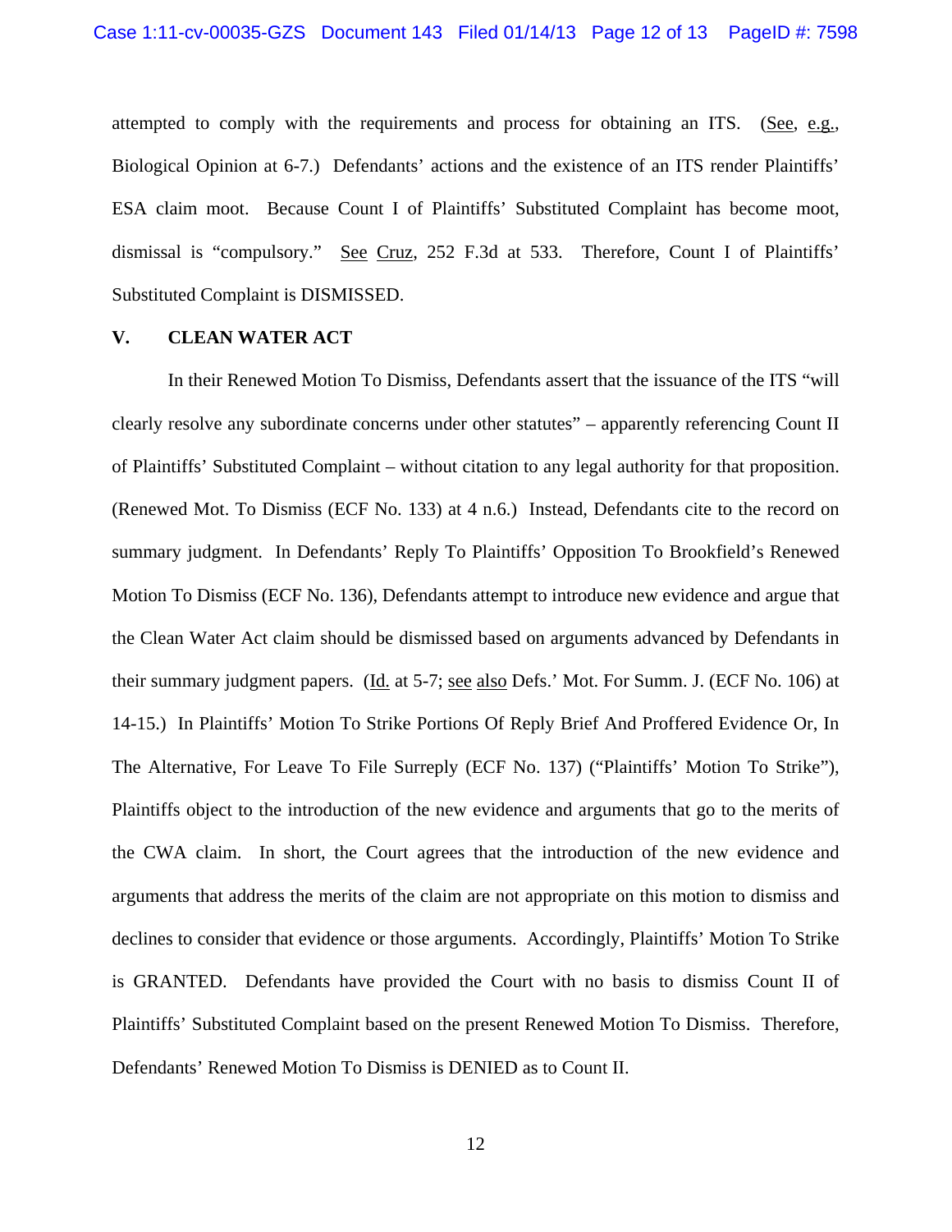attempted to comply with the requirements and process for obtaining an ITS. (See, e.g., Biological Opinion at 6-7.) Defendants' actions and the existence of an ITS render Plaintiffs' ESA claim moot. Because Count I of Plaintiffs' Substituted Complaint has become moot, dismissal is "compulsory." See Cruz, 252 F.3d at 533. Therefore, Count I of Plaintiffs' Substituted Complaint is DISMISSED.

## V. CLEAN WATER ACT

In their Renewed Motion To Dismiss, Defendants assert that the issuance of the ITS "will clearly resolve any subordinate concerns under other statutes" – apparently referencing Count II of Plaintiffs' Substituted Complaint – without citation to any legal authority for that proposition. (Renewed Mot. To Dismiss (ECF No. 133) at 4 n.6.) Instead, Defendants cite to the record on summary judgment. In Defendants' Reply To Plaintiffs' Opposition To Brookfield's Renewed Motion To Dismiss (ECF No. 136), Defendants attempt to introduce new evidence and argue that the Clean Water Act claim should be dismissed based on arguments advanced by Defendants in their summary judgment papers. (Id. at 5-7; see also Defs.' Mot. For Summ. J. (ECF No. 106) at 14-15.) In Plaintiffs' Motion To Strike Portions Of Reply Brief And Proffered Evidence Or, In The Alternative, For Leave To File Surreply (ECF No. 137) ("Plaintiffs' Motion To Strike"), Plaintiffs object to the introduction of the new evidence and arguments that go to the merits of the CWA claim. In short, the Court agrees that the introduction of the new evidence and arguments that address the merits of the claim are not appropriate on this motion to dismiss and declines to consider that evidence or those arguments. Accordingly, Plaintiffs' Motion To Strike is GRANTED. Defendants have provided the Court with no basis to dismiss Count II of Plaintiffs' Substituted Complaint based on the present Renewed Motion To Dismiss. Therefore, Defendants' Renewed Motion To Dismiss is DENIED as to Count II.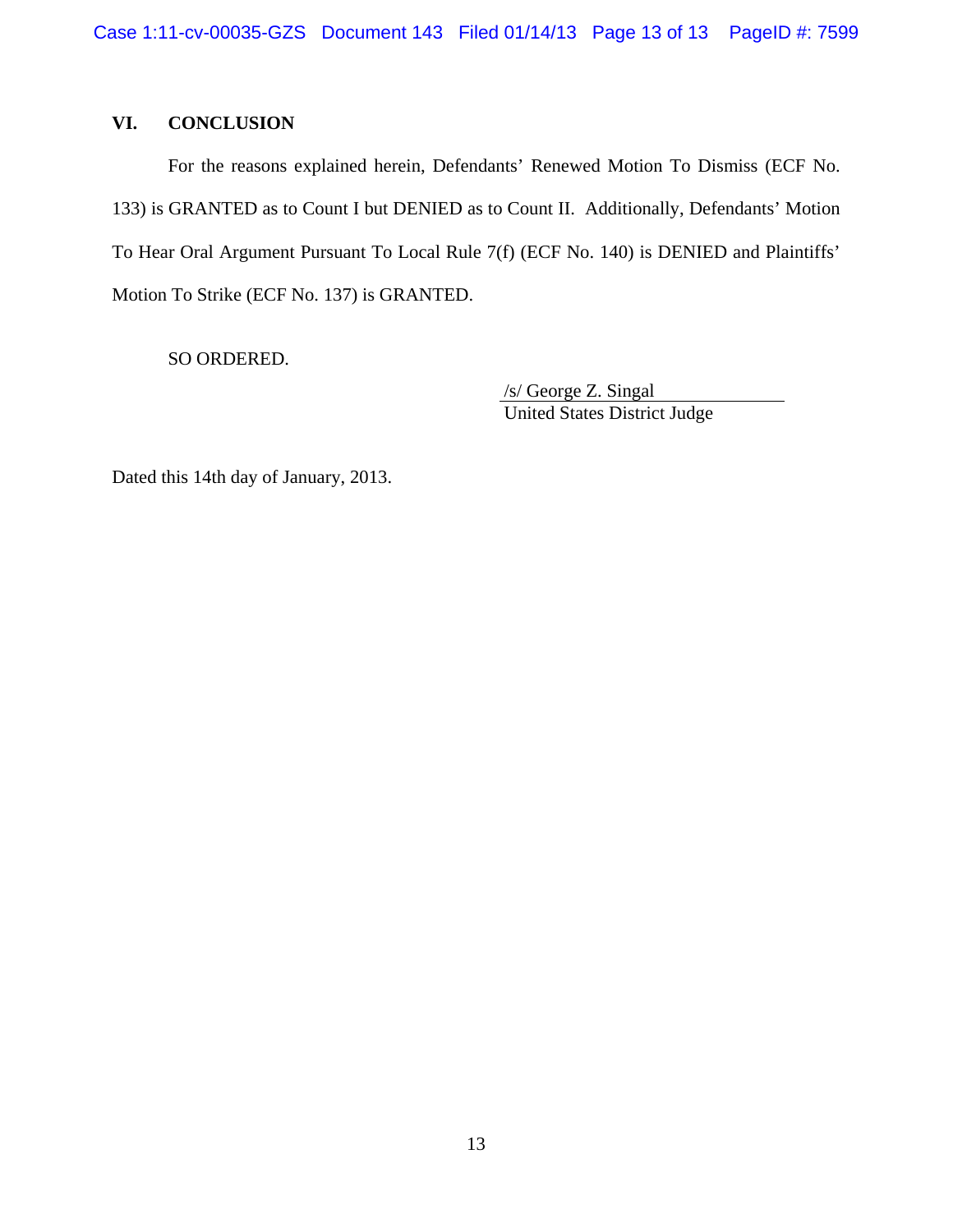## VI. CONCLUSION

For the reasons explained herein, Defendants' Renewed Motion To Dismiss (ECF No. 133) is GRANTED as to Count I but DENIED as to Count II. Additionally, Defendants' Motion To Hear Oral Argument Pursuant To Local Rule 7(f) (ECF No. 140) is DENIED and Plaintiffs' Motion To Strike (ECF No. 137) is GRANTED.

SO ORDERED.

/s/ George Z. Singal
United States District Judge

Dated this 14th day of January, 2013.